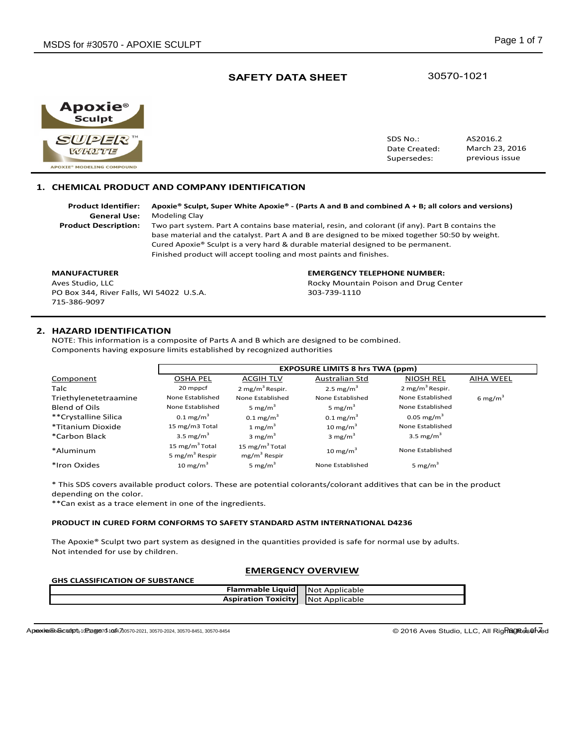# SAFETY DATA SHEET

30570-1021

| | |
|---|---|
| SDS No.: | AS2016.2 |
| Date Created: | March 23, 2016 |
| Supersedes: | previous issue |

## 1. CHEMICAL PRODUCT AND COMPANY IDENTIFICATION

**Product Identifier:** **Apoxie® Sculpt, Super White Apoxie® - (Parts A and B and combined A + B; all colors and versions)**

**General Use:** Modeling Clay

**Product Description:** Two part system. Part A contains base material, resin, and colorant (if any). Part B contains the base material and the catalyst. Part A and B are designed to be mixed together 50:50 by weight. Cured Apoxie® Sculpt is a very hard & durable material designed to be permanent. Finished product will accept tooling and most paints and finishes.

**MANUFACTURER**
Aves Studio, LLC
PO Box 344, River Falls, WI 54022 U.S.A.
715-386-9097

**EMERGENCY TELEPHONE NUMBER:**
Rocky Mountain Poison and Drug Center
303-739-1110

## 2. HAZARD IDENTIFICATION

NOTE: This information is a composite of Parts A and B which are designed to be combined.
Components having exposure limits established by recognized authorities

| | EXPOSURE LIMITS 8 hrs TWA (ppm) | | | | |
|---|---|---|---|---|---|
| Component | OSHA PEL | ACGIH TLV | Australian Std | NIOSH REL | AIHA WEEL |
| Talc | 20 mppcf | 2 mg/m$^3$ Respir. | 2.5 mg/m$^3$ | 2 mg/m$^3$ Respir. | |
| Triethylenetetraamine | None Established | None Established | None Established | None Established | 6 mg/m$^3$ |
| Blend of Oils | None Established | 5 mg/m$^3$ | 5 mg/m$^3$ | None Established | |
| **Crystalline Silica | 0.1 mg/m$^3$ | 0.1 mg/m$^3$ | 0.1 mg/m$^3$ | 0.05 mg/m$^3$ | |
| *Titanium Dioxide | 15 mg/m3 Total | 1 mg/m$^3$ | 10 mg/m$^3$ | None Established | |
| *Carbon Black | 3.5 mg/m$^3$ | 3 mg/m$^3$ | 3 mg/m$^3$ | 3.5 mg/m$^3$ | |
| *Aluminum | 15 mg/m$^3$ Total 5 mg/m$^3$ Respir | 15 mg/m$^3$ Total mg/m$^3$ Respir | 10 mg/m$^3$ | None Established | |
| *Iron Oxides | 10 mg/m$^3$ | 5 mg/m$^3$ | None Established | 5 mg/m$^3$ | |

* This SDS covers available product colors. These are potential colorants/colorant additives that can be in the product depending on the color.
**Can exist as a trace element in one of the ingredients.

**PRODUCT IN CURED FORM CONFORMS TO SAFETY STANDARD ASTM INTERNATIONAL D4236**

The Apoxie® Sculpt two part system as designed in the quantities provided is safe for normal use by adults.
Not intended for use by children.

### EMERGENCY OVERVIEW

**GHS CLASSIFICATION OF SUBSTANCE**

| | |
|---|---|
| **Flammable Liquid** | Not Applicable |
| **Aspiration Toxicity** | Not Applicable |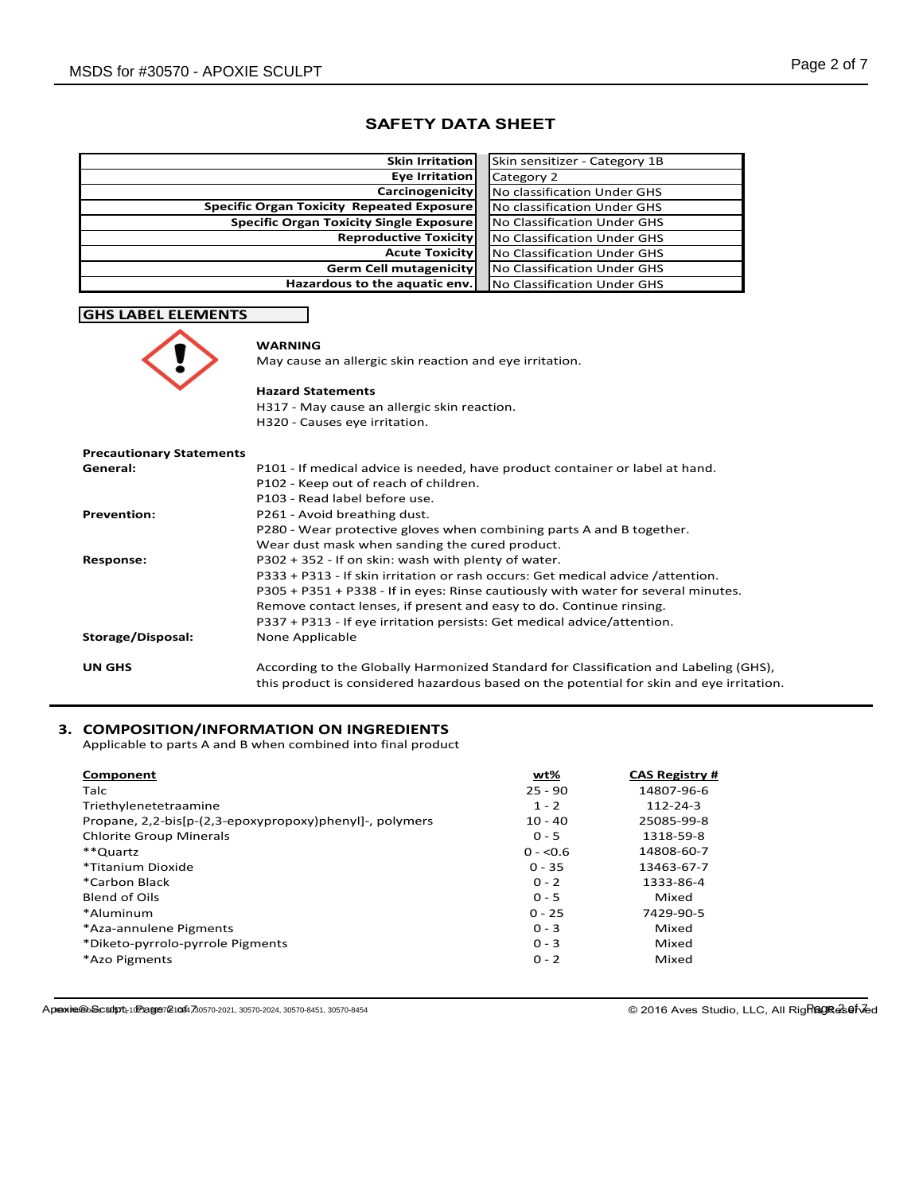## SAFETY DATA SHEET

| | |
|---|---|
| **Skin Irritation** | Skin sensitizer - Category 1B |
| **Eye Irritation** | Category 2 |
| **Carcinogenicity** | No classification Under GHS |
| **Specific Organ Toxicity Repeated Exposure** | No classification Under GHS |
| **Specific Organ Toxicity Single Exposure** | No Classification Under GHS |
| **Reproductive Toxicity** | No Classification Under GHS |
| **Acute Toxicity** | No Classification Under GHS |
| **Germ Cell mutagenicity** | No Classification Under GHS |
| **Hazardous to the aquatic env.** | No Classification Under GHS |

### GHS LABEL ELEMENTS

**WARNING**

May cause an allergic skin reaction and eye irritation.

**Hazard Statements**

H317 - May cause an allergic skin reaction.
H320 - Causes eye irritation.

**Precautionary Statements**

**General:**
P101 - If medical advice is needed, have product container or label at hand.
P102 - Keep out of reach of children.
P103 - Read label before use.

**Prevention:**
P261 - Avoid breathing dust.
P280 - Wear protective gloves when combining parts A and B together.
Wear dust mask when sanding the cured product.

**Response:**
P302 + 352 - If on skin: wash with plenty of water.
P333 + P313 - If skin irritation or rash occurs: Get medical advice /attention.
P305 + P351 + P338 - If in eyes: Rinse cautiously with water for several minutes.
Remove contact lenses, if present and easy to do. Continue rinsing.
P337 + P313 - If eye irritation persists: Get medical advice/attention.

**Storage/Disposal:** None Applicable

**UN GHS**
According to the Globally Harmonized Standard for Classification and Labeling (GHS), this product is considered hazardous based on the potential for skin and eye irritation.

## 3. COMPOSITION/INFORMATION ON INGREDIENTS

Applicable to parts A and B when combined into final product

| Component | wt% | CAS Registry # |
|---|---|---|
| Talc | 25 - 90 | 14807-96-6 |
| Triethylenetetraamine | 1 - 2 | 112-24-3 |
| Propane, 2,2-bis[p-(2,3-epoxypropoxy)phenyl]-, polymers | 10 - 40 | 25085-99-8 |
| Chlorite Group Minerals | 0 - 5 | 1318-59-8 |
| **Quartz | 0 - <0.6 | 14808-60-7 |
| *Titanium Dioxide | 0 - 35 | 13463-67-7 |
| *Carbon Black | 0 - 2 | 1333-86-4 |
| Blend of Oils | 0 - 5 | Mixed |
| *Aluminum | 0 - 25 | 7429-90-5 |
| *Aza-annulene Pigments | 0 - 3 | Mixed |
| *Diketo-pyrrolo-pyrrole Pigments | 0 - 3 | Mixed |
| *Azo Pigments | 0 - 2 | Mixed |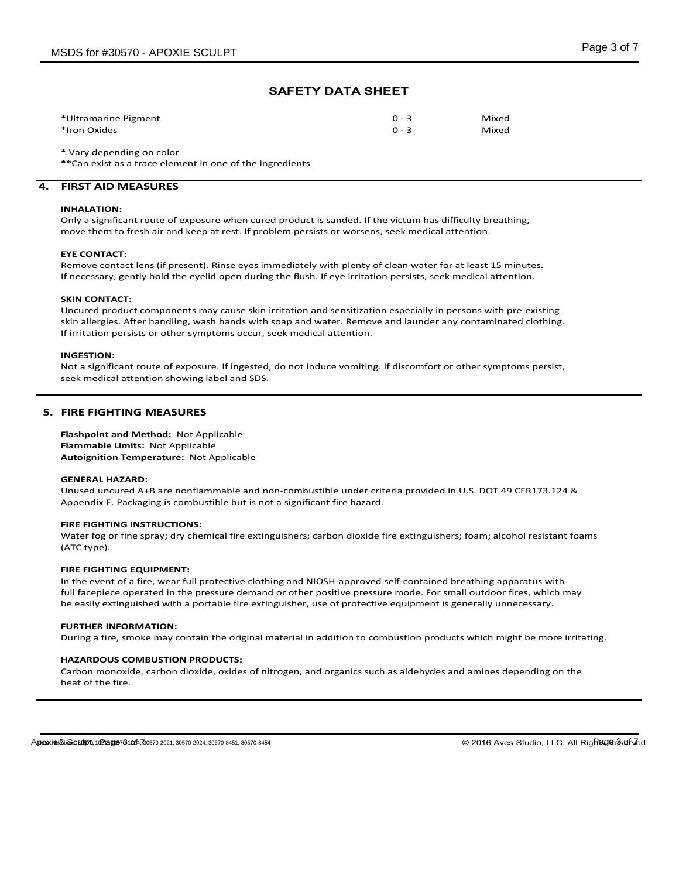## SAFETY DATA SHEET

| | | |
|---|---|---|
| *Ultramarine Pigment | 0 - 3 | Mixed |
| *Iron Oxides | 0 - 3 | Mixed |

* Vary depending on color
**Can exist as a trace element in one of the ingredients

## 4. FIRST AID MEASURES

**INHALATION:**
Only a significant route of exposure when cured product is sanded. If the victum has difficulty breathing, move them to fresh air and keep at rest. If problem persists or worsens, seek medical attention.

**EYE CONTACT:**
Remove contact lens (if present). Rinse eyes immediately with plenty of clean water for at least 15 minutes. If necessary, gently hold the eyelid open during the flush. If eye irritation persists, seek medical attention.

**SKIN CONTACT:**
Uncured product components may cause skin irritation and sensitization especially in persons with pre-existing skin allergies. After handling, wash hands with soap and water. Remove and launder any contaminated clothing. If irritation persists or other symptoms occur, seek medical attention.

**INGESTION:**
Not a significant route of exposure. If ingested, do not induce vomiting. If discomfort or other symptoms persist, seek medical attention showing label and SDS.

## 5. FIRE FIGHTING MEASURES

**Flashpoint and Method:** Not Applicable
**Flammable Limits:** Not Applicable
**Autoignition Temperature:** Not Applicable

**GENERAL HAZARD:**
Unused uncured A+B are nonflammable and non-combustible under criteria provided in U.S. DOT 49 CFR173.124 & Appendix E. Packaging is combustible but is not a significant fire hazard.

**FIRE FIGHTING INSTRUCTIONS:**
Water fog or fine spray; dry chemical fire extinguishers; carbon dioxide fire extinguishers; foam; alcohol resistant foams (ATC type).

**FIRE FIGHTING EQUIPMENT:**
In the event of a fire, wear full protective clothing and NIOSH-approved self-contained breathing apparatus with full facepiece operated in the pressure demand or other positive pressure mode. For small outdoor fires, which may be easily extinguished with a portable fire extinguisher, use of protective equipment is generally unnecessary.

**FURTHER INFORMATION:**
During a fire, smoke may contain the original material in addition to combustion products which might be more irritating.

**HAZARDOUS COMBUSTION PRODUCTS:**
Carbon monoxide, carbon dioxide, oxides of nitrogen, and organics such as aldehydes and amines depending on the heat of the fire.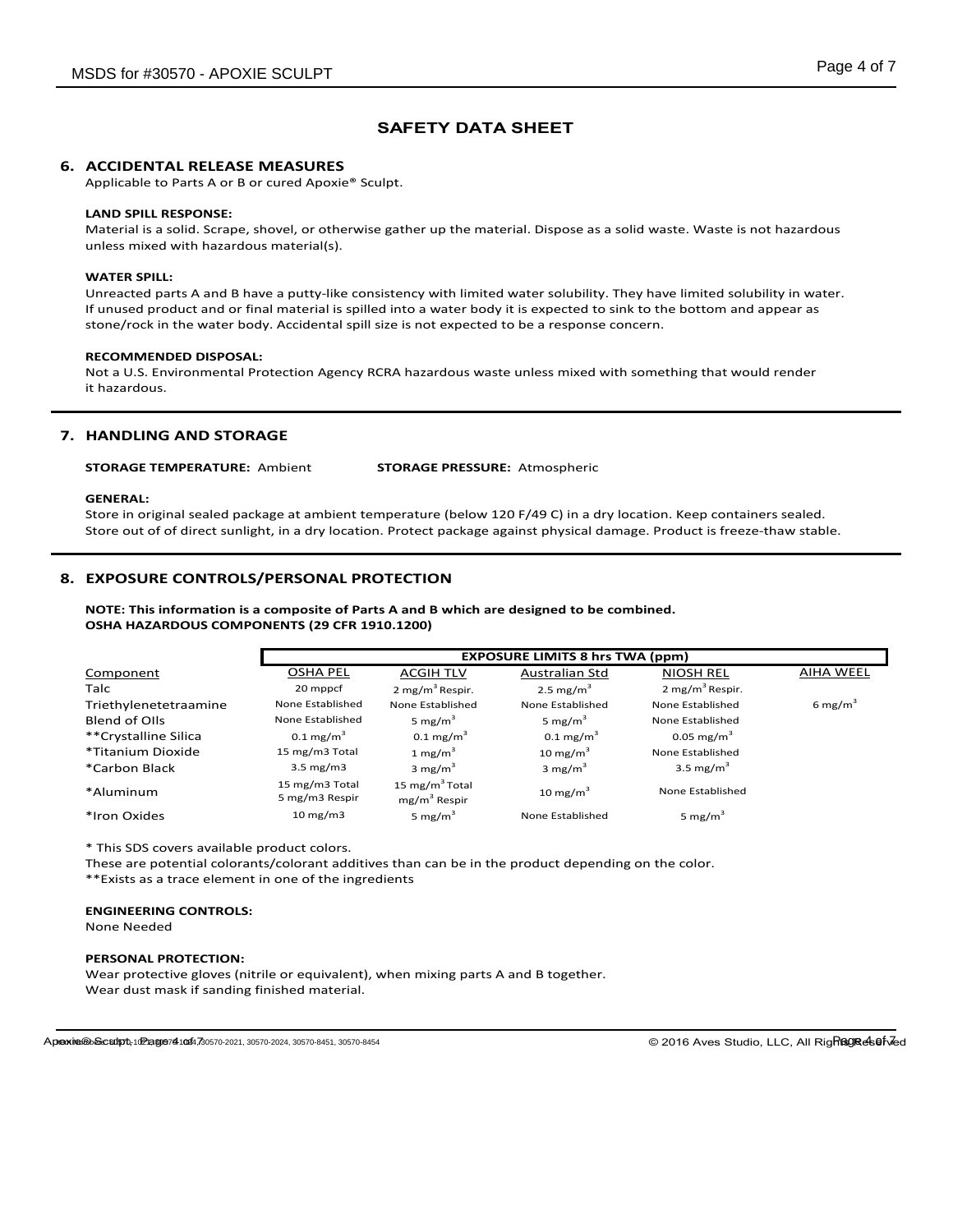# SAFETY DATA SHEET

## 6. ACCIDENTAL RELEASE MEASURES

Applicable to Parts A or B or cured Apoxie® Sculpt.

**LAND SPILL RESPONSE:**

Material is a solid. Scrape, shovel, or otherwise gather up the material. Dispose as a solid waste. Waste is not hazardous unless mixed with hazardous material(s).

**WATER SPILL:**

Unreacted parts A and B have a putty-like consistency with limited water solubility. They have limited solubility in water. If unused product and or final material is spilled into a water body it is expected to sink to the bottom and appear as stone/rock in the water body. Accidental spill size is not expected to be a response concern.

**RECOMMENDED DISPOSAL:**

Not a U.S. Environmental Protection Agency RCRA hazardous waste unless mixed with something that would render it hazardous.

## 7. HANDLING AND STORAGE

**STORAGE TEMPERATURE:** Ambient **STORAGE PRESSURE:** Atmospheric

**GENERAL:**

Store in original sealed package at ambient temperature (below 120 F/49 C) in a dry location. Keep containers sealed. Store out of of direct sunlight, in a dry location. Protect package against physical damage. Product is freeze-thaw stable.

## 8. EXPOSURE CONTROLS/PERSONAL PROTECTION

**NOTE: This information is a composite of Parts A and B which are designed to be combined.**
**OSHA HAZARDOUS COMPONENTS (29 CFR 1910.1200)**

| | EXPOSURE LIMITS 8 hrs TWA (ppm) | | | | |
|---|---|---|---|---|---|
| Component | OSHA PEL | ACGIH TLV | Australian Std | NIOSH REL | AIHA WEEL |
| Talc | 20 mppcf | 2 mg/m³ Respir. | 2.5 mg/m³ | 2 mg/m³ Respir. | |
| Triethylenetetraamine | None Established | None Established | None Established | None Established | 6 mg/m³ |
| Blend of OIls | None Established | 5 mg/m³ | 5 mg/m³ | None Established | |
| **Crystalline Silica | 0.1 mg/m³ | 0.1 mg/m³ | 0.1 mg/m³ | 0.05 mg/m³ | |
| *Titanium Dioxide | 15 mg/m3 Total | 1 mg/m³ | 10 mg/m³ | None Established | |
| *Carbon Black | 3.5 mg/m3 | 3 mg/m³ | 3 mg/m³ | 3.5 mg/m³ | |
| *Aluminum | 15 mg/m3 Total 5 mg/m3 Respir | 15 mg/m³ Total mg/m³ Respir | 10 mg/m³ | None Established | |
| *Iron Oxides | 10 mg/m3 | 5 mg/m³ | None Established | 5 mg/m³ | |

\* This SDS covers available product colors.
These are potential colorants/colorant additives than can be in the product depending on the color.
\*\*Exists as a trace element in one of the ingredients

**ENGINEERING CONTROLS:**

None Needed

**PERSONAL PROTECTION:**

Wear protective gloves (nitrile or equivalent), when mixing parts A and B together.
Wear dust mask if sanding finished material.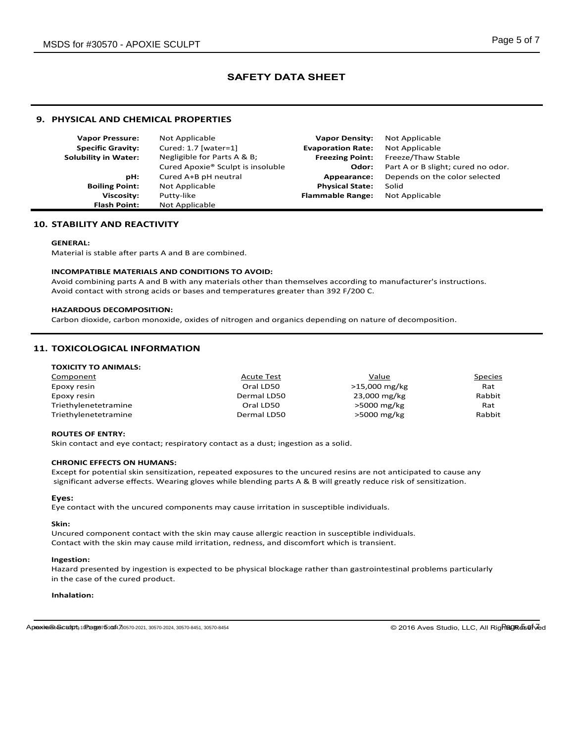## SAFETY DATA SHEET

## 9. PHYSICAL AND CHEMICAL PROPERTIES

| | | | |
|---|---|---|---|
| **Vapor Pressure:** | Not Applicable | **Vapor Density:** | Not Applicable |
| **Specific Gravity:** | Cured: 1.7 [water=1] | **Evaporation Rate:** | Not Applicable |
| **Solubility in Water:** | Negligible for Parts A & B; Cured Apoxie® Sculpt is insoluble | **Freezing Point:** | Freeze/Thaw Stable |
| | | **Odor:** | Part A or B slight; cured no odor. |
| **pH:** | Cured A+B pH neutral | **Appearance:** | Depends on the color selected |
| **Boiling Point:** | Not Applicable | **Physical State:** | Solid |
| **Viscosity:** | Putty-like | **Flammable Range:** | Not Applicable |
| **Flash Point:** | Not Applicable | | |

## 10. STABILITY AND REACTIVITY

**GENERAL:**
Material is stable after parts A and B are combined.

**INCOMPATIBLE MATERIALS AND CONDITIONS TO AVOID:**
Avoid combining parts A and B with any materials other than themselves according to manufacturer's instructions.
Avoid contact with strong acids or bases and temperatures greater than 392 F/200 C.

**HAZARDOUS DECOMPOSITION:**
Carbon dioxide, carbon monoxide, oxides of nitrogen and organics depending on nature of decomposition.

## 11. TOXICOLOGICAL INFORMATION

**TOXICITY TO ANIMALS:**

| Component | Acute Test | Value | Species |
|---|---|---|---|
| Epoxy resin | Oral LD50 | >15,000 mg/kg | Rat |
| Epoxy resin | Dermal LD50 | 23,000 mg/kg | Rabbit |
| Triethylenetetramine | Oral LD50 | >5000 mg/kg | Rat |
| Triethylenetetramine | Dermal LD50 | >5000 mg/kg | Rabbit |

**ROUTES OF ENTRY:**
Skin contact and eye contact; respiratory contact as a dust; ingestion as a solid.

**CHRONIC EFFECTS ON HUMANS:**
Except for potential skin sensitization, repeated exposures to the uncured resins are not anticipated to cause any significant adverse effects. Wearing gloves while blending parts A & B will greatly reduce risk of sensitization.

**Eyes:**
Eye contact with the uncured components may cause irritation in susceptible individuals.

**Skin:**
Uncured component contact with the skin may cause allergic reaction in susceptible individuals.
Contact with the skin may cause mild irritation, redness, and discomfort which is transient.

**Ingestion:**
Hazard presented by ingestion is expected to be physical blockage rather than gastrointestinal problems particularly in the case of the cured product.

**Inhalation:**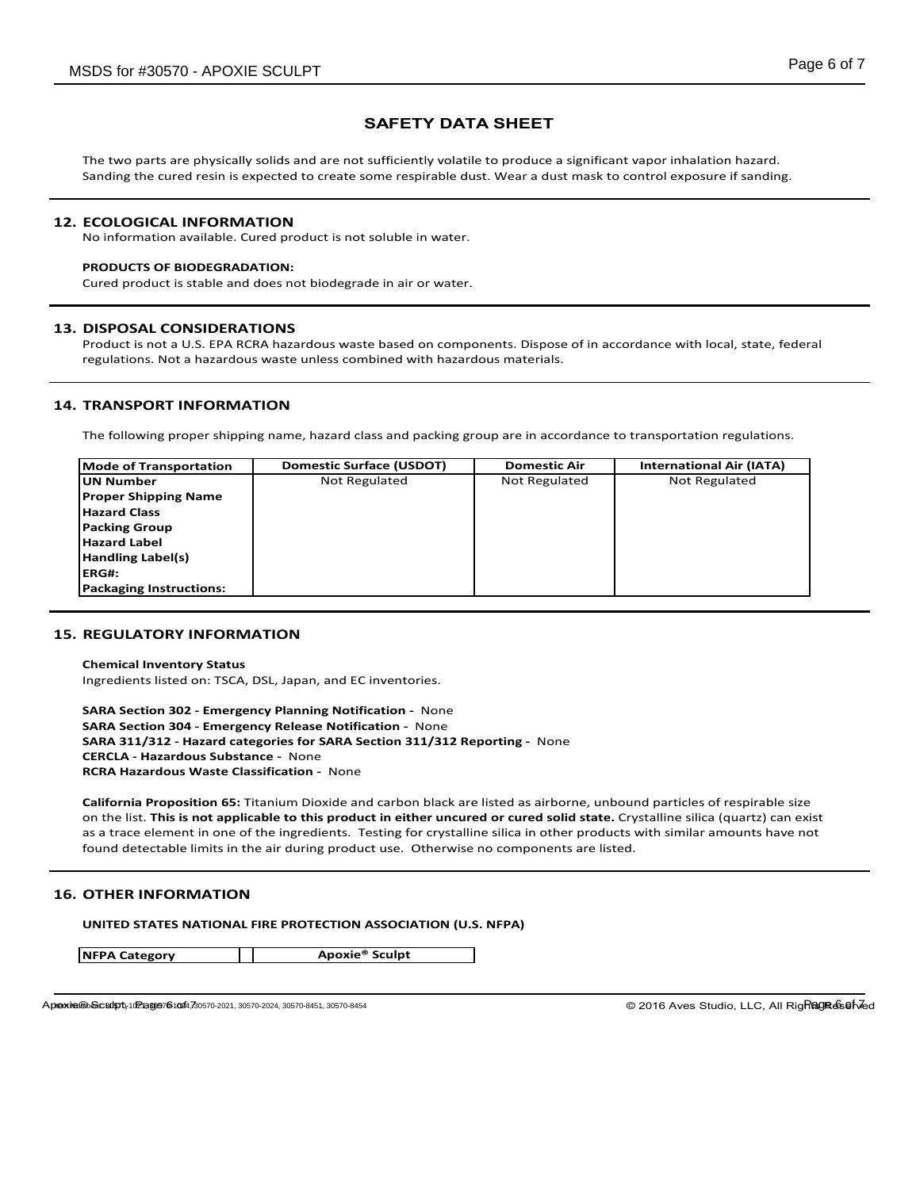## SAFETY DATA SHEET

The two parts are physically solids and are not sufficiently volatile to produce a significant vapor inhalation hazard. Sanding the cured resin is expected to create some respirable dust. Wear a dust mask to control exposure if sanding.

## 12. ECOLOGICAL INFORMATION

No information available. Cured product is not soluble in water.

**PRODUCTS OF BIODEGRADATION:**

Cured product is stable and does not biodegrade in air or water.

## 13. DISPOSAL CONSIDERATIONS

Product is not a U.S. EPA RCRA hazardous waste based on components. Dispose of in accordance with local, state, federal regulations. Not a hazardous waste unless combined with hazardous materials.

## 14. TRANSPORT INFORMATION

The following proper shipping name, hazard class and packing group are in accordance to transportation regulations.

| Mode of Transportation | Domestic Surface (USDOT) | Domestic Air | International Air (IATA) |
|---|---|---|---|
| UN Number | Not Regulated | Not Regulated | Not Regulated |
| Proper Shipping Name | | | |
| Hazard Class | | | |
| Packing Group | | | |
| Hazard Label | | | |
| Handling Label(s) | | | |
| ERG#: | | | |
| Packaging Instructions: | | | |

## 15. REGULATORY INFORMATION

**Chemical Inventory Status**

Ingredients listed on: TSCA, DSL, Japan, and EC inventories.

**SARA Section 302 - Emergency Planning Notification -** None
**SARA Section 304 - Emergency Release Notification -** None
**SARA 311/312 - Hazard categories for SARA Section 311/312 Reporting -** None
**CERCLA - Hazardous Substance -** None
**RCRA Hazardous Waste Classification -** None

**California Proposition 65:** Titanium Dioxide and carbon black are listed as airborne, unbound particles of respirable size on the list. **This is not applicable to this product in either uncured or cured solid state.** Crystalline silica (quartz) can exist as a trace element in one of the ingredients. Testing for crystalline silica in other products with similar amounts have not found detectable limits in the air during product use. Otherwise no components are listed.

## 16. OTHER INFORMATION

**UNITED STATES NATIONAL FIRE PROTECTION ASSOCIATION (U.S. NFPA)**

| NFPA Category | | Apoxie® Sculpt |
|---|---|---|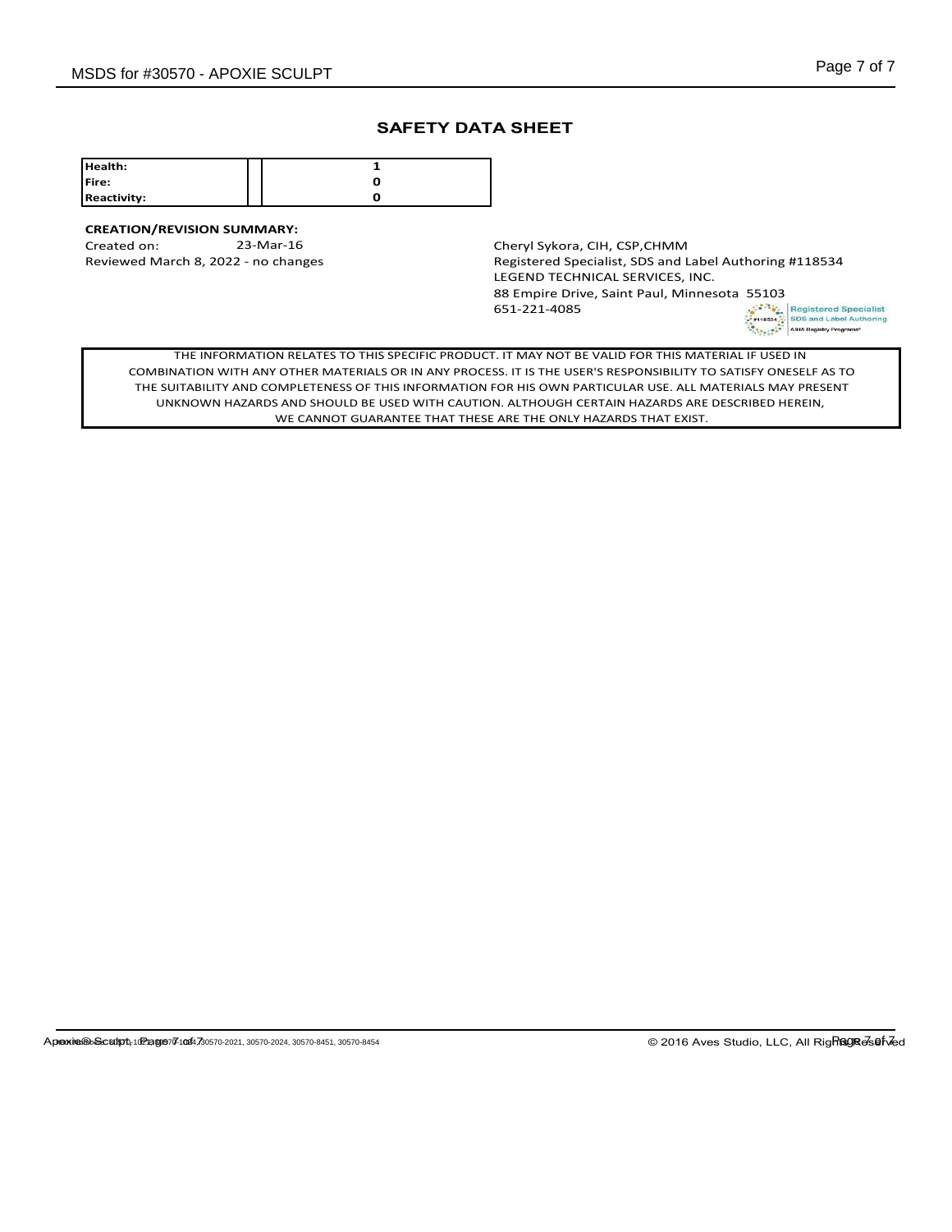## SAFETY DATA SHEET

| | | |
|---|---|---|
| **Health:** | | **1** |
| **Fire:** | | **0** |
| **Reactivity:** | | **0** |

**CREATION/REVISION SUMMARY:**

Created on: 23-Mar-16

Reviewed March 8, 2022 - no changes

Cheryl Sykora, CIH, CSP,CHMM
Registered Specialist, SDS and Label Authoring #118534
LEGEND TECHNICAL SERVICES, INC.
88 Empire Drive, Saint Paul, Minnesota 55103
651-221-4085

Registered Specialist
SDS and Label Authoring
AIHA Registry Programs

THE INFORMATION RELATES TO THIS SPECIFIC PRODUCT. IT MAY NOT BE VALID FOR THIS MATERIAL IF USED IN COMBINATION WITH ANY OTHER MATERIALS OR IN ANY PROCESS. IT IS THE USER'S RESPONSIBILITY TO SATISFY ONESELF AS TO THE SUITABILITY AND COMPLETENESS OF THIS INFORMATION FOR HIS OWN PARTICULAR USE. ALL MATERIALS MAY PRESENT UNKNOWN HAZARDS AND SHOULD BE USED WITH CAUTION. ALTHOUGH CERTAIN HAZARDS ARE DESCRIBED HEREIN, WE CANNOT GUARANTEE THAT THESE ARE THE ONLY HAZARDS THAT EXIST.